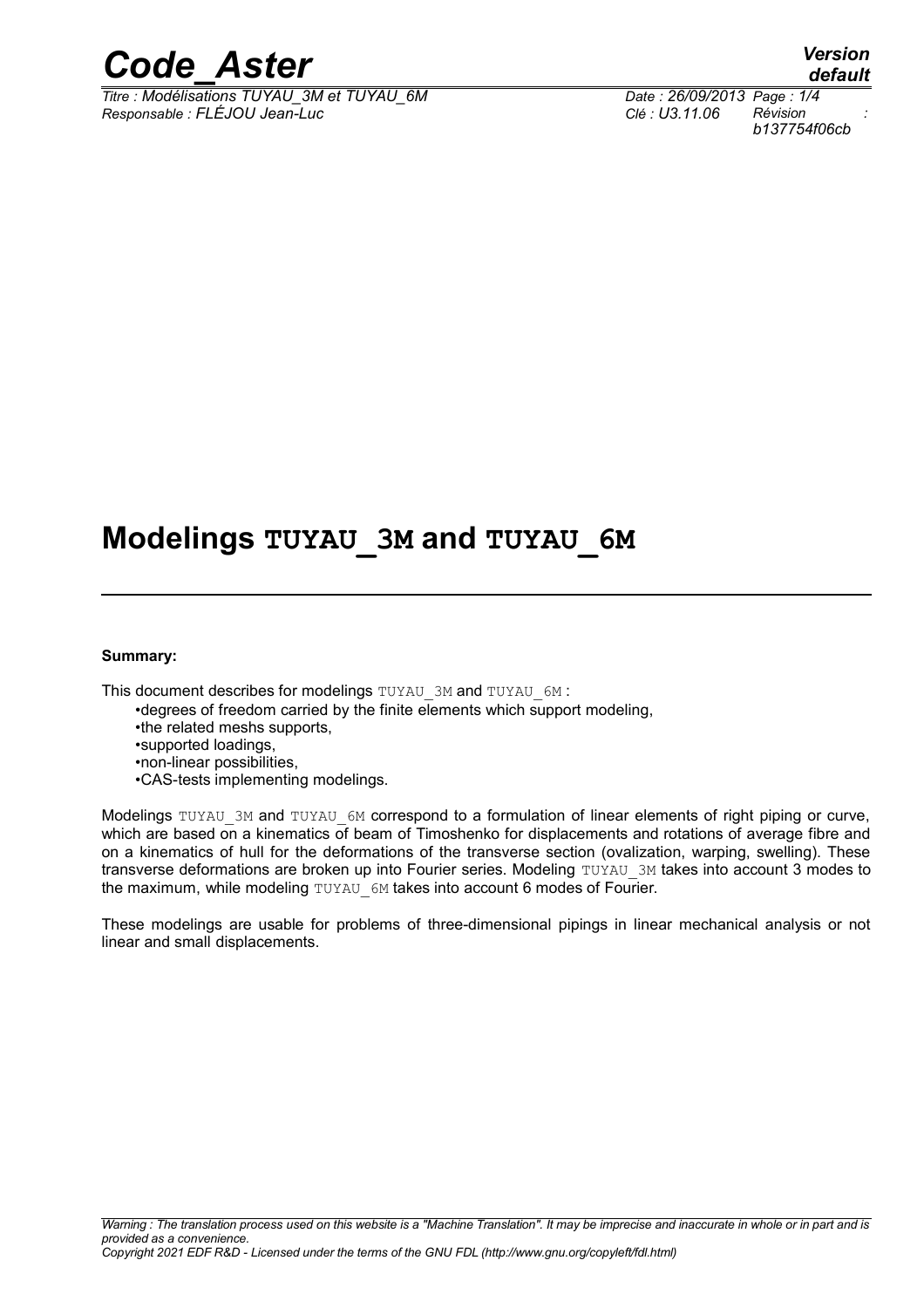# Modelings TUYAU_3M and TUYAU_6M

**Summary:**

This document describes for modelings TUYAU_3M and TUYAU_6M :

- degrees of freedom carried by the finite elements which support modeling,
- the related meshs supports,
- supported loadings,
- non-linear possibilities,
- CAS-tests implementing modelings.

Modelings TUYAU_3M and TUYAU_6M correspond to a formulation of linear elements of right piping or curve, which are based on a kinematics of beam of Timoshenko for displacements and rotations of average fibre and on a kinematics of hull for the deformations of the transverse section (ovalization, warping, swelling). These transverse deformations are broken up into Fourier series. Modeling TUYAU_3M takes into account 3 modes to the maximum, while modeling TUYAU_6M takes into account 6 modes of Fourier.

These modelings are usable for problems of three-dimensional pipings in linear mechanical analysis or not linear and small displacements.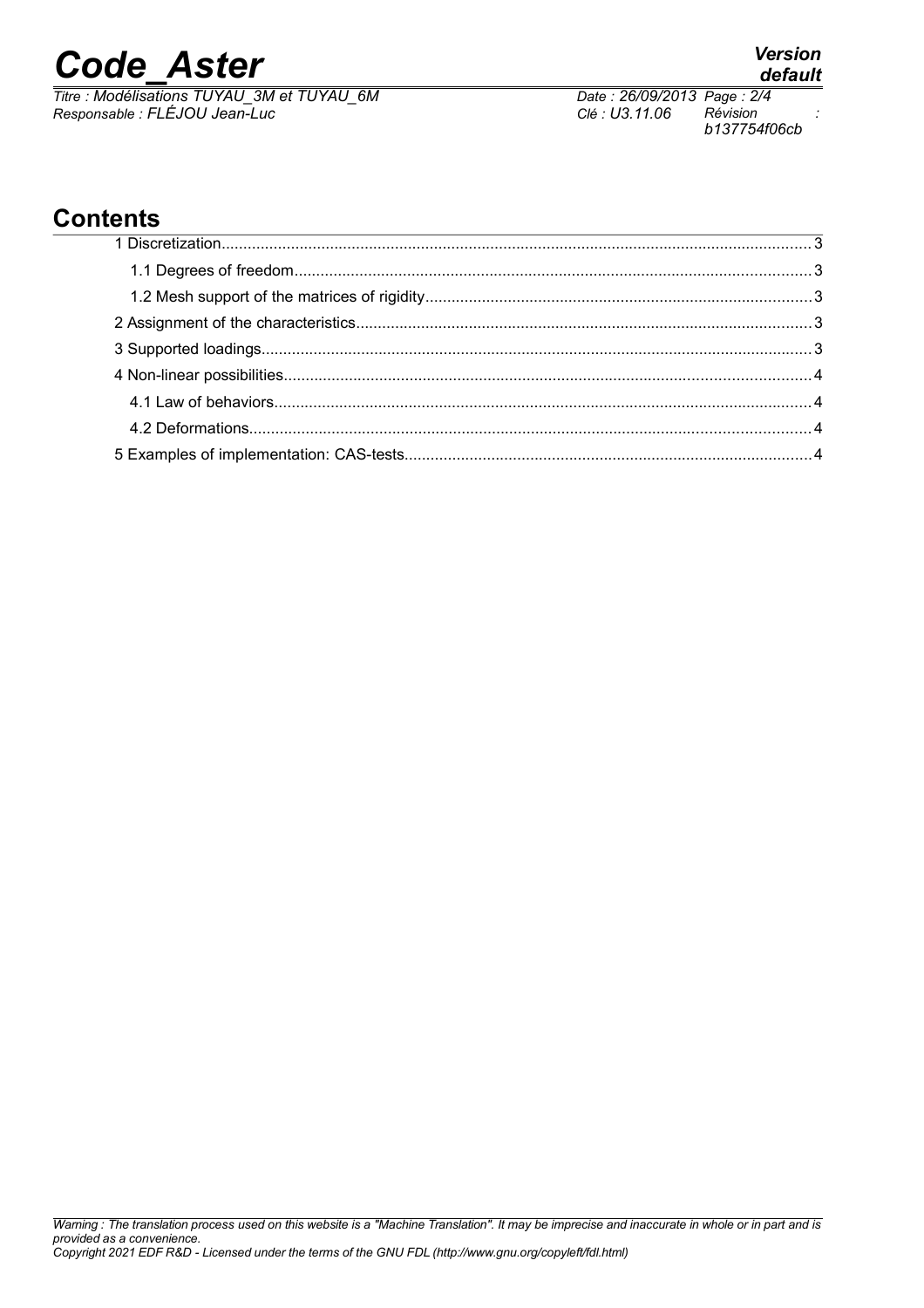# Contents

1 Discretization...3

1.1 Degrees of freedom...3

1.2 Mesh support of the matrices of rigidity...3

2 Assignment of the characteristics...3

3 Supported loadings...3

4 Non-linear possibilities...4

4.1 Law of behaviors...4

4.2 Deformations...4

5 Examples of implementation: CAS-tests...4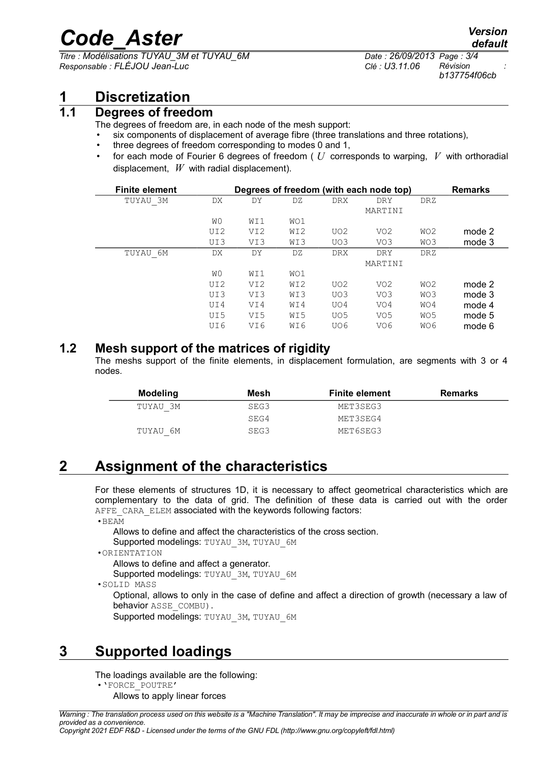# 1 Discretization

## 1.1 Degrees of freedom

The degrees of freedom are, in each node of the mesh support:

- six components of displacement of average fibre (three translations and three rotations),
- three degrees of freedom corresponding to modes 0 and 1,
- for each mode of Fourier 6 degrees of freedom ( $U$ corresponds to warping, $V$ with orthoradial displacement, $W$ with radial displacement).

| Finite element | Degrees of freedom (with each node top) | | | | | | Remarks |
|---|---|---|---|---|---|---|---|
| TUYAU_3M | DX | DY | DZ | DRX | DRY MARTINI | DRZ | |
| | WO | WI1 | WO1 | | | | |
| | UI2 | VI2 | WI2 | UO2 | VO2 | WO2 | mode 2 |
| | UI3 | VI3 | WI3 | UO3 | VO3 | WO3 | mode 3 |
| TUYAU_6M | DX | DY | DZ | DRX | DRY MARTINI | DRZ | |
| | WO | WI1 | WO1 | | | | |
| | UI2 | VI2 | WI2 | UO2 | VO2 | WO2 | mode 2 |
| | UI3 | VI3 | WI3 | UO3 | VO3 | WO3 | mode 3 |
| | UI4 | VI4 | WI4 | UO4 | VO4 | WO4 | mode 4 |
| | UI5 | VI5 | WI5 | UO5 | VO5 | WO5 | mode 5 |
| | UI6 | VI6 | WI6 | UO6 | VO6 | WO6 | mode 6 |

## 1.2 Mesh support of the matrices of rigidity

The meshs support of the finite elements, in displacement formulation, are segments with 3 or 4 nodes.

| Modeling | Mesh | Finite element | Remarks |
|---|---|---|---|
| TUYAU_3M | SEG3 | MET3SEG3 | |
| | SEG4 | MET3SEG4 | |
| TUYAU_6M | SEG3 | MET6SEG3 | |

# 2 Assignment of the characteristics

For these elements of structures 1D, it is necessary to affect geometrical characteristics which are complementary to the data of grid. The definition of these data is carried out with the order AFFE_CARA_ELEM associated with the keywords following factors:

- BEAM
  Allows to define and affect the characteristics of the cross section.
  Supported modelings: TUYAU_3M, TUYAU_6M
- ORIENTATION
  Allows to define and affect a generator.
  Supported modelings: TUYAU_3M, TUYAU_6M
- SOLID MASS
  Optional, allows to only in the case of define and affect a direction of growth (necessary a law of behavior ASSE_COMBU).
  Supported modelings: TUYAU_3M, TUYAU_6M

# 3 Supported loadings

The loadings available are the following:

- 'FORCE_POUTRE'
  Allows to apply linear forces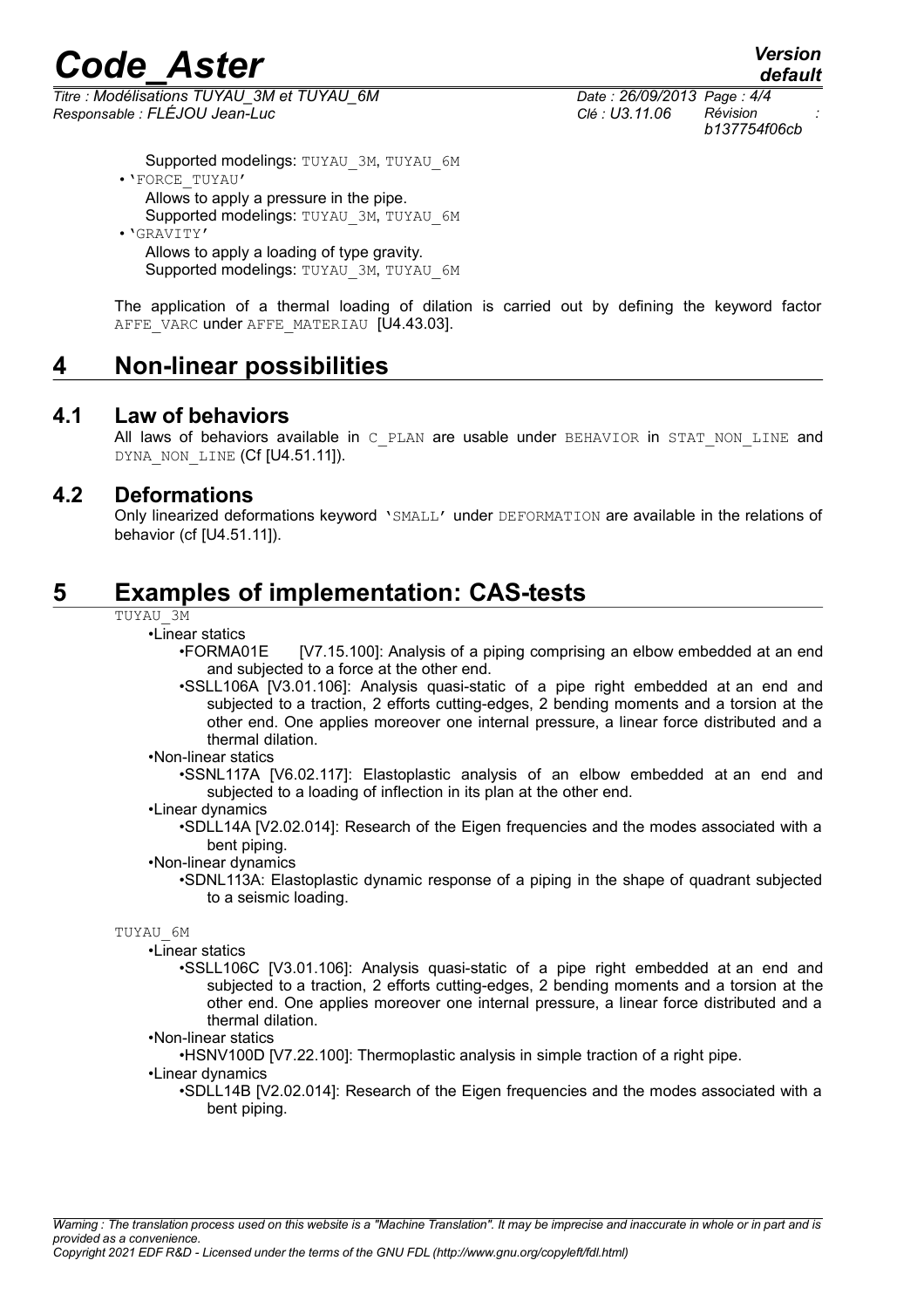Supported modelings: TUYAU_3M, TUYAU_6M

- 'FORCE_TUYAU'
  Allows to apply a pressure in the pipe.
  Supported modelings: TUYAU_3M, TUYAU_6M
- 'GRAVITY'
  Allows to apply a loading of type gravity.
  Supported modelings: TUYAU_3M, TUYAU_6M

The application of a thermal loading of dilation is carried out by defining the keyword factor AFFE_VARC under AFFE_MATERIAU [U4.43.03].

# 4 Non-linear possibilities

## 4.1 Law of behaviors

All laws of behaviors available in C_PLAN are usable under BEHAVIOR in STAT_NON_LINE and DYNA_NON_LINE (Cf [U4.51.11]).

## 4.2 Deformations

Only linearized deformations keyword 'SMALL' under DEFORMATION are available in the relations of behavior (cf [U4.51.11]).

# 5 Examples of implementation: CAS-tests

TUYAU_3M

- Linear statics
  - FORMA01E [V7.15.100]: Analysis of a piping comprising an elbow embedded at an end and subjected to a force at the other end.
  - SSLL106A [V3.01.106]: Analysis quasi-static of a pipe right embedded at an end and subjected to a traction, 2 efforts cutting-edges, 2 bending moments and a torsion at the other end. One applies moreover one internal pressure, a linear force distributed and a thermal dilation.
- Non-linear statics
  - SSNL117A [V6.02.117]: Elastoplastic analysis of an elbow embedded at an end and subjected to a loading of inflection in its plan at the other end.
- Linear dynamics
  - SDLL14A [V2.02.014]: Research of the Eigen frequencies and the modes associated with a bent piping.
- Non-linear dynamics
  - SDNL113A: Elastoplastic dynamic response of a piping in the shape of quadrant subjected to a seismic loading.

TUYAU_6M

- Linear statics
  - SSLL106C [V3.01.106]: Analysis quasi-static of a pipe right embedded at an end and subjected to a traction, 2 efforts cutting-edges, 2 bending moments and a torsion at the other end. One applies moreover one internal pressure, a linear force distributed and a thermal dilation.
- Non-linear statics
  - HSNV100D [V7.22.100]: Thermoplastic analysis in simple traction of a right pipe.
- Linear dynamics
  - SDLL14B [V2.02.014]: Research of the Eigen frequencies and the modes associated with a bent piping.